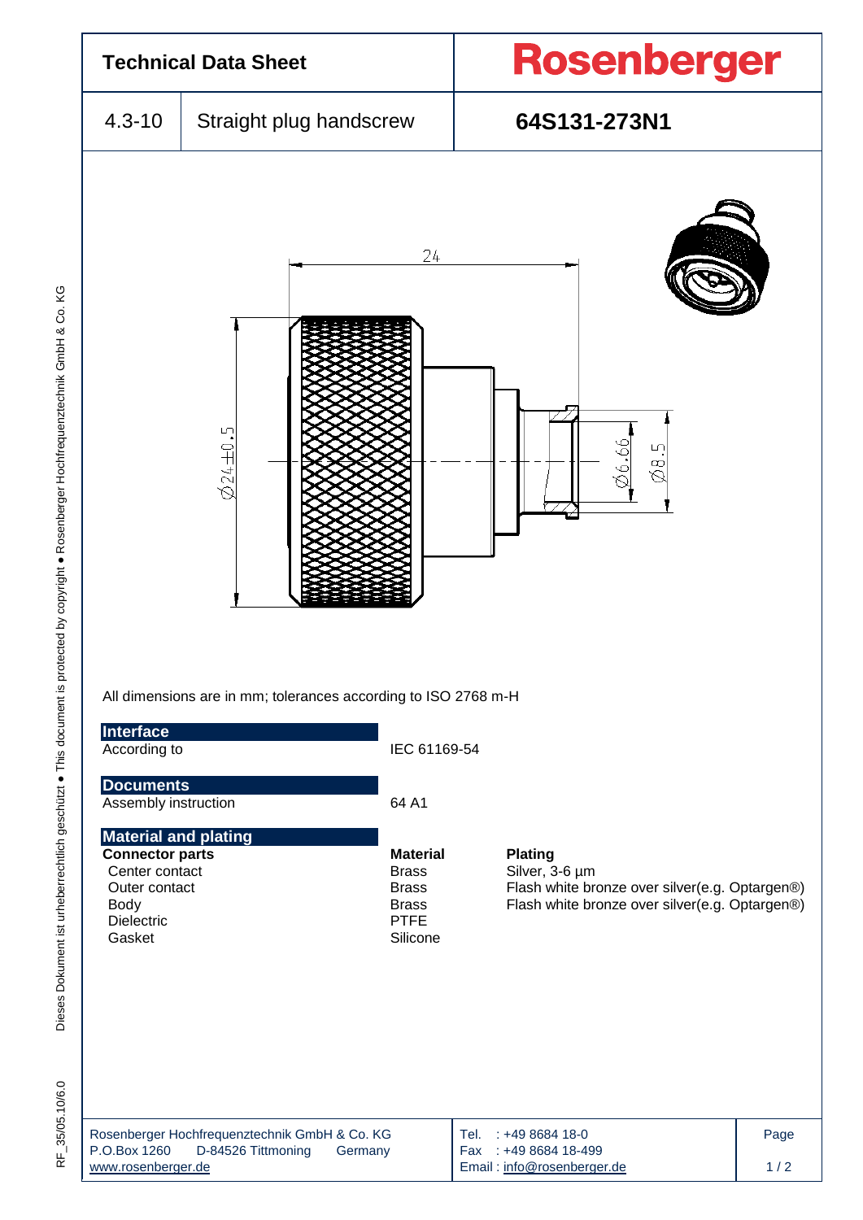# Technical Data Sheet

**Rosenberger**

| 4.3-10 | Straight plug handscrew | **64S131-273N1** |
|---|---|---|

24

Ø24±0.5

Ø6.66

Ø8.5

All dimensions are in mm; tolerances according to ISO 2768 m-H

## Interface

| | |
|---|---|
| According to | IEC 61169-54 |

## Documents

| | |
|---|---|
| Assembly instruction | 64 A1 |

## Material and plating

| Connector parts | Material | Plating |
|---|---|---|
| Center contact | Brass | Silver, 3-6 µm |
| Outer contact | Brass | Flash white bronze over silver(e.g. Optargen®) |
| Body | Brass | Flash white bronze over silver(e.g. Optargen®) |
| Dielectric | PTFE | |
| Gasket | Silicone | |

Rosenberger Hochfrequenztechnik GmbH & Co. KG
P.O.Box 1260 D-84526 Tittmoning Germany
www.rosenberger.de

Tel. : +49 8684 18-0
Fax : +49 8684 18-499
Email : info@rosenberger.de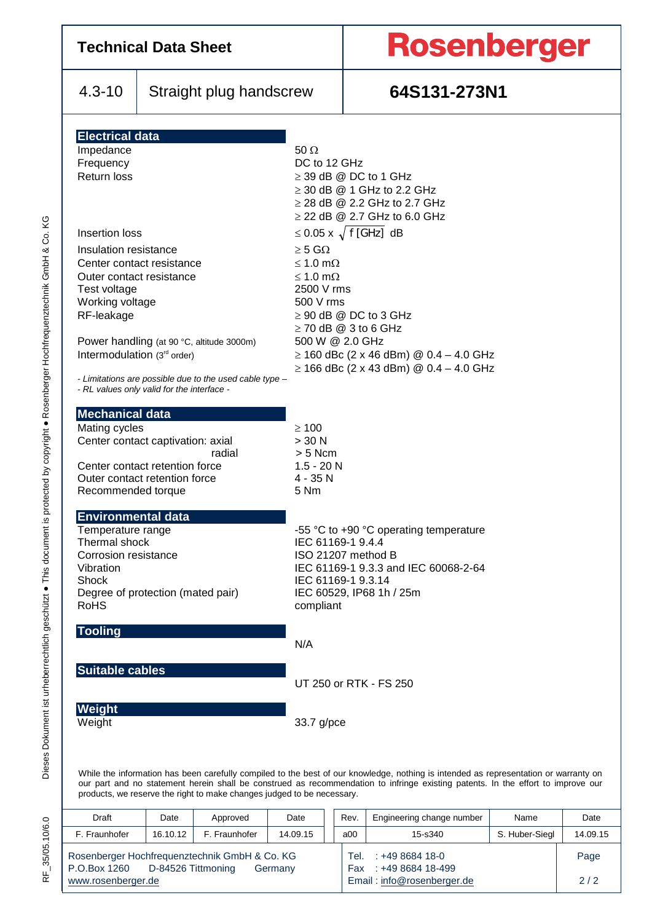# Technical Data Sheet

# Rosenberger

| 4.3-10 | Straight plug handscrew | 64S131-273N1 |
|---|---|---|

## Electrical data

| | |
|---|---|
| Impedance | 50 Ω |
| Frequency | DC to 12 GHz |
| Return loss | ≥ 39 dB @ DC to 1 GHz |
| | ≥ 30 dB @ 1 GHz to 2.2 GHz |
| | ≥ 28 dB @ 2.2 GHz to 2.7 GHz |
| | ≥ 22 dB @ 2.7 GHz to 6.0 GHz |
| Insertion loss | $\leq 0.05 \times \sqrt{f\,[\text{GHz}]}$ dB |
| Insulation resistance | ≥ 5 GΩ |
| Center contact resistance | ≤ 1.0 mΩ |
| Outer contact resistance | ≤ 1.0 mΩ |
| Test voltage | 2500 V rms |
| Working voltage | 500 V rms |
| RF-leakage | ≥ 90 dB @ DC to 3 GHz |
| | ≥ 70 dB @ 3 to 6 GHz |
| Power handling (at 90 °C, altitude 3000m) | 500 W @ 2.0 GHz |
| Intermodulation (3rd order) | ≥ 160 dBc (2 x 46 dBm) @ 0.4 – 4.0 GHz |
| | ≥ 166 dBc (2 x 43 dBm) @ 0.4 – 4.0 GHz |

*- Limitations are possible due to the used cable type –*
*- RL values only valid for the interface -*

## Mechanical data

| | |
|---|---|
| Mating cycles | ≥ 100 |
| Center contact captivation: axial | > 30 N |
| radial | > 5 Ncm |
| Center contact retention force | 1.5 - 20 N |
| Outer contact retention force | 4 - 35 N |
| Recommended torque | 5 Nm |

## Environmental data

| | |
|---|---|
| Temperature range | -55 °C to +90 °C operating temperature |
| Thermal shock | IEC 61169-1 9.4.4 |
| Corrosion resistance | ISO 21207 method B |
| Vibration | IEC 61169-1 9.3.3 and IEC 60068-2-64 |
| Shock | IEC 61169-1 9.3.14 |
| Degree of protection (mated pair) | IEC 60529, IP68 1h / 25m |
| RoHS | compliant |

## Tooling

N/A

## Suitable cables

UT 250 or RTK - FS 250

## Weight

| | |
|---|---|
| Weight | 33.7 g/pce |

While the information has been carefully compiled to the best of our knowledge, nothing is intended as representation or warranty on our part and no statement herein shall be construed as recommendation to infringe existing patents. In the effort to improve our products, we reserve the right to make changes judged to be necessary.

| Draft | Date | Approved | Date | Rev. | Engineering change number | Name | Date |
|---|---|---|---|---|---|---|---|
| F. Fraunhofer | 16.10.12 | F. Fraunhofer | 14.09.15 | a00 | 15-s340 | S. Huber-Siegl | 14.09.15 |

Rosenberger Hochfrequenztechnik GmbH & Co. KG
P.O.Box 1260 D-84526 Tittmoning Germany
www.rosenberger.de

Tel. : +49 8684 18-0
Fax : +49 8684 18-499
Email : info@rosenberger.de